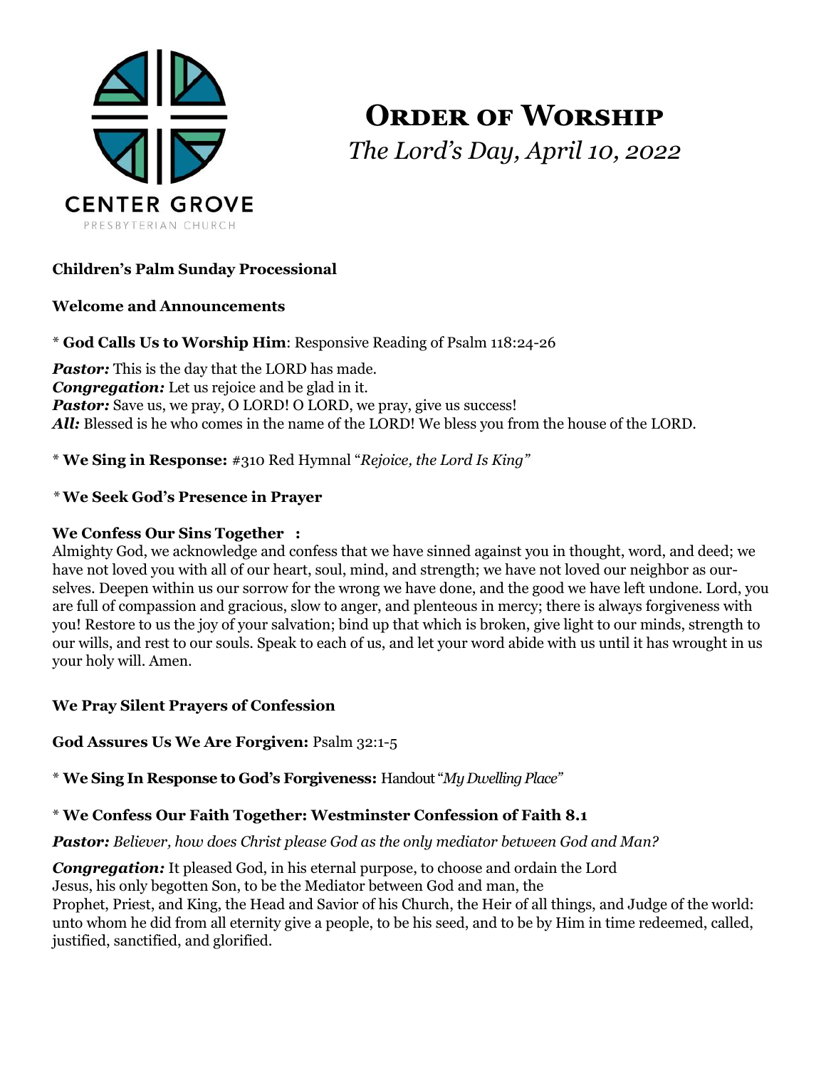CENTER GROVE
PRESBYTERIAN CHURCH

# Order of Worship

*The Lord's Day, April 10, 2022*

**Children's Palm Sunday Processional**

**Welcome and Announcements**

\* **God Calls Us to Worship Him**: Responsive Reading of Psalm 118:24-26

***Pastor:*** This is the day that the LORD has made.
***Congregation:*** Let us rejoice and be glad in it.
***Pastor:*** Save us, we pray, O LORD! O LORD, we pray, give us success!
***All:*** Blessed is he who comes in the name of the LORD! We bless you from the house of the LORD.

\* **We Sing in Response:** #310 Red Hymnal "*Rejoice, the Lord Is King*"

\* **We Seek God's Presence in Prayer**

**We Confess Our Sins Together :**
Almighty God, we acknowledge and confess that we have sinned against you in thought, word, and deed; we have not loved you with all of our heart, soul, mind, and strength; we have not loved our neighbor as ourselves. Deepen within us our sorrow for the wrong we have done, and the good we have left undone. Lord, you are full of compassion and gracious, slow to anger, and plenteous in mercy; there is always forgiveness with you! Restore to us the joy of your salvation; bind up that which is broken, give light to our minds, strength to our wills, and rest to our souls. Speak to each of us, and let your word abide with us until it has wrought in us your holy will. Amen.

**We Pray Silent Prayers of Confession**

**God Assures Us We Are Forgiven:** Psalm 32:1-5

\* **We Sing In Response to God's Forgiveness:** Handout "*My Dwelling Place*"

\* **We Confess Our Faith Together: Westminster Confession of Faith 8.1**

***Pastor:*** *Believer, how does Christ please God as the only mediator between God and Man?*

***Congregation:*** It pleased God, in his eternal purpose, to choose and ordain the Lord Jesus, his only begotten Son, to be the Mediator between God and man, the Prophet, Priest, and King, the Head and Savior of his Church, the Heir of all things, and Judge of the world: unto whom he did from all eternity give a people, to be his seed, and to be by Him in time redeemed, called, justified, sanctified, and glorified.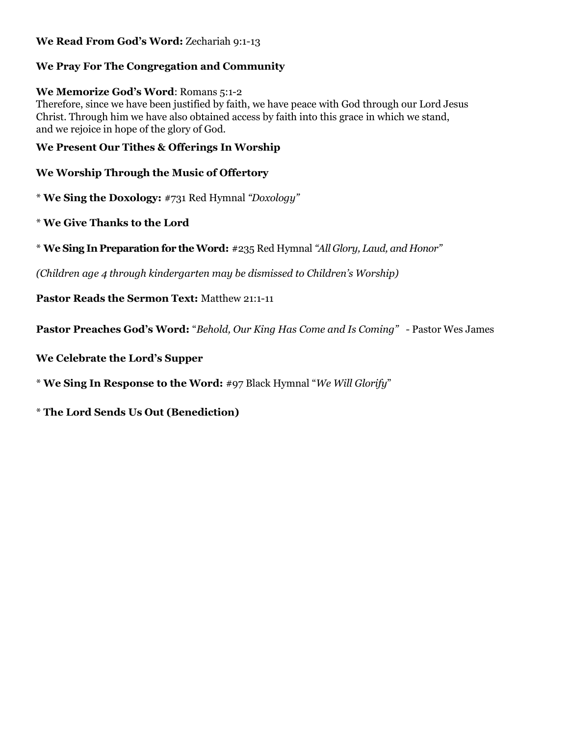**We Read From God's Word:** Zechariah 9:1-13

**We Pray For The Congregation and Community**

**We Memorize God's Word**: Romans 5:1-2
Therefore, since we have been justified by faith, we have peace with God through our Lord Jesus Christ. Through him we have also obtained access by faith into this grace in which we stand, and we rejoice in hope of the glory of God.

**We Present Our Tithes & Offerings In Worship**

**We Worship Through the Music of Offertory**

* **We Sing the Doxology:** #731 Red Hymnal *"Doxology"*

* **We Give Thanks to the Lord**

* **We Sing In Preparation for the Word:** #235 Red Hymnal *"All Glory, Laud, and Honor"*

*(Children age 4 through kindergarten may be dismissed to Children's Worship)*

**Pastor Reads the Sermon Text:** Matthew 21:1-11

**Pastor Preaches God's Word:** "*Behold, Our King Has Come and Is Coming"* - Pastor Wes James

**We Celebrate the Lord's Supper**

* **We Sing In Response to the Word:** #97 Black Hymnal "*We Will Glorify*"

* **The Lord Sends Us Out (Benediction)**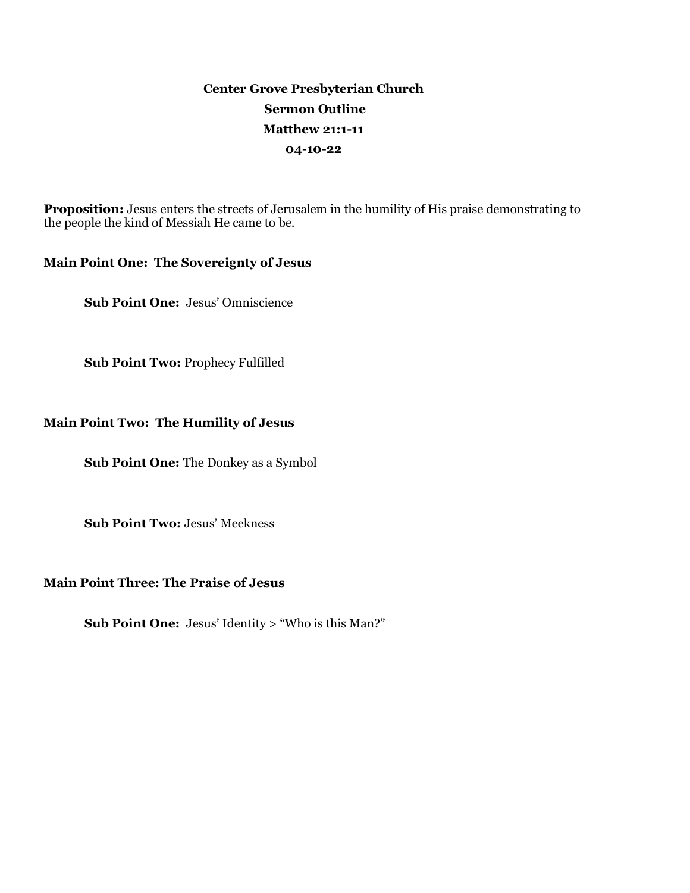**Center Grove Presbyterian Church**

**Sermon Outline**

**Matthew 21:1-11**

**04-10-22**

**Proposition:** Jesus enters the streets of Jerusalem in the humility of His praise demonstrating to the people the kind of Messiah He came to be.

**Main Point One: The Sovereignty of Jesus**

**Sub Point One:** Jesus' Omniscience

**Sub Point Two:** Prophecy Fulfilled

**Main Point Two: The Humility of Jesus**

**Sub Point One:** The Donkey as a Symbol

**Sub Point Two:** Jesus' Meekness

**Main Point Three: The Praise of Jesus**

**Sub Point One:** Jesus' Identity > "Who is this Man?"